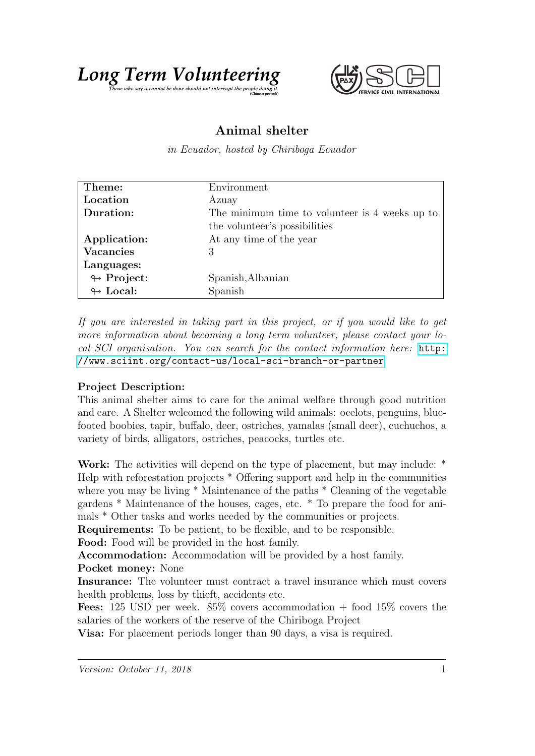**Long Term Volunteering**
*Those who say it cannot be done should not interrupt the people doing it.* (Chinese proverb)

SERVICE CIVIL INTERNATIONAL

## Animal shelter

*in Ecuador, hosted by Chiriboga Ecuador*

| | |
|---|---|
| **Theme:** | Environment |
| **Location** | Azuay |
| **Duration:** | The minimum time to volunteer is 4 weeks up to the volunteer's possibilities |
| **Application:** | At any time of the year |
| **Vacancies** | 3 |
| **Languages:** | |
| ↬ **Project:** | Spanish,Albanian |
| ↬ **Local:** | Spanish |

*If you are interested in taking part in this project, or if you would like to get more information about becoming a long term volunteer, please contact your local SCI organisation. You can search for the contact information here:* http://www.sciint.org/contact-us/local-sci-branch-or-partner

**Project Description:**
This animal shelter aims to care for the animal welfare through good nutrition and care. A Shelter welcomed the following wild animals: ocelots, penguins, blue-footed boobies, tapir, buffalo, deer, ostriches, yamalas (small deer), cuchuchos, a variety of birds, alligators, ostriches, peacocks, turtles etc.

**Work:** The activities will depend on the type of placement, but may include: * Help with reforestation projects * Offering support and help in the communities where you may be living * Maintenance of the paths * Cleaning of the vegetable gardens * Maintenance of the houses, cages, etc. * To prepare the food for animals * Other tasks and works needed by the communities or projects.
**Requirements:** To be patient, to be flexible, and to be responsible.
**Food:** Food will be provided in the host family.
**Accommodation:** Accommodation will be provided by a host family.
**Pocket money:** None
**Insurance:** The volunteer must contract a travel insurance which must covers health problems, loss by thieft, accidents etc.
**Fees:** 125 USD per week. 85% covers accommodation + food 15% covers the salaries of the workers of the reserve of the Chiriboga Project
**Visa:** For placement periods longer than 90 days, a visa is required.

*Version: October 11, 2018*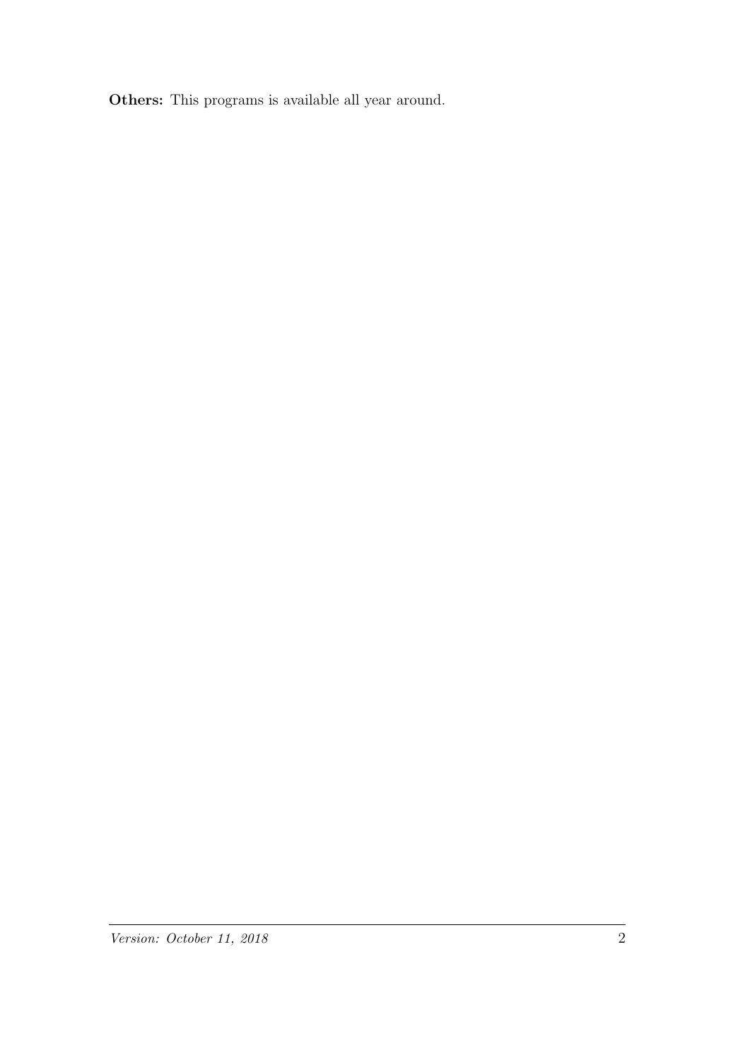**Others:** This programs is available all year around.